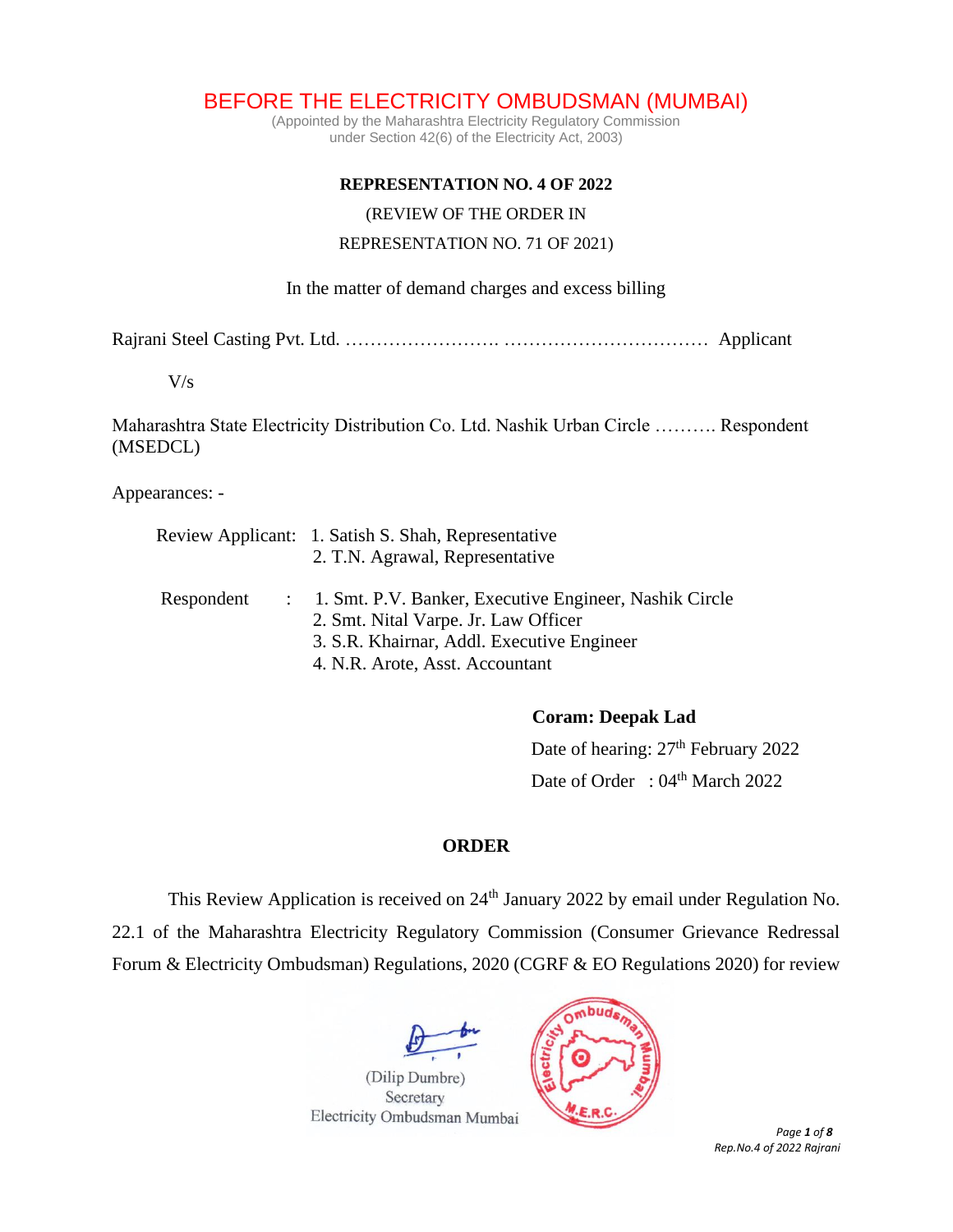# BEFORE THE ELECTRICITY OMBUDSMAN (MUMBAI)

(Appointed by the Maharashtra Electricity Regulatory Commission
under Section 42(6) of the Electricity Act, 2003)

**REPRESENTATION NO. 4 OF 2022**

(REVIEW OF THE ORDER IN
REPRESENTATION NO. 71 OF 2021)

In the matter of demand charges and excess billing

Rajrani Steel Casting Pvt. Ltd. ……………………. …………………………… Applicant

V/s

Maharashtra State Electricity Distribution Co. Ltd. Nashik Urban Circle ………. Respondent (MSEDCL)

Appearances: -

Review Applicant: 1. Satish S. Shah, Representative
2. T.N. Agrawal, Representative

Respondent : 1. Smt. P.V. Banker, Executive Engineer, Nashik Circle
2. Smt. Nital Varpe. Jr. Law Officer
3. S.R. Khairnar, Addl. Executive Engineer
4. N.R. Arote, Asst. Accountant

**Coram: Deepak Lad**

Date of hearing: 27th February 2022

Date of Order : 04th March 2022

**ORDER**

This Review Application is received on 24th January 2022 by email under Regulation No. 22.1 of the Maharashtra Electricity Regulatory Commission (Consumer Grievance Redressal Forum & Electricity Ombudsman) Regulations, 2020 (CGRF & EO Regulations 2020) for review

(Dilip Dumbre)
Secretary
Electricity Ombudsman Mumbai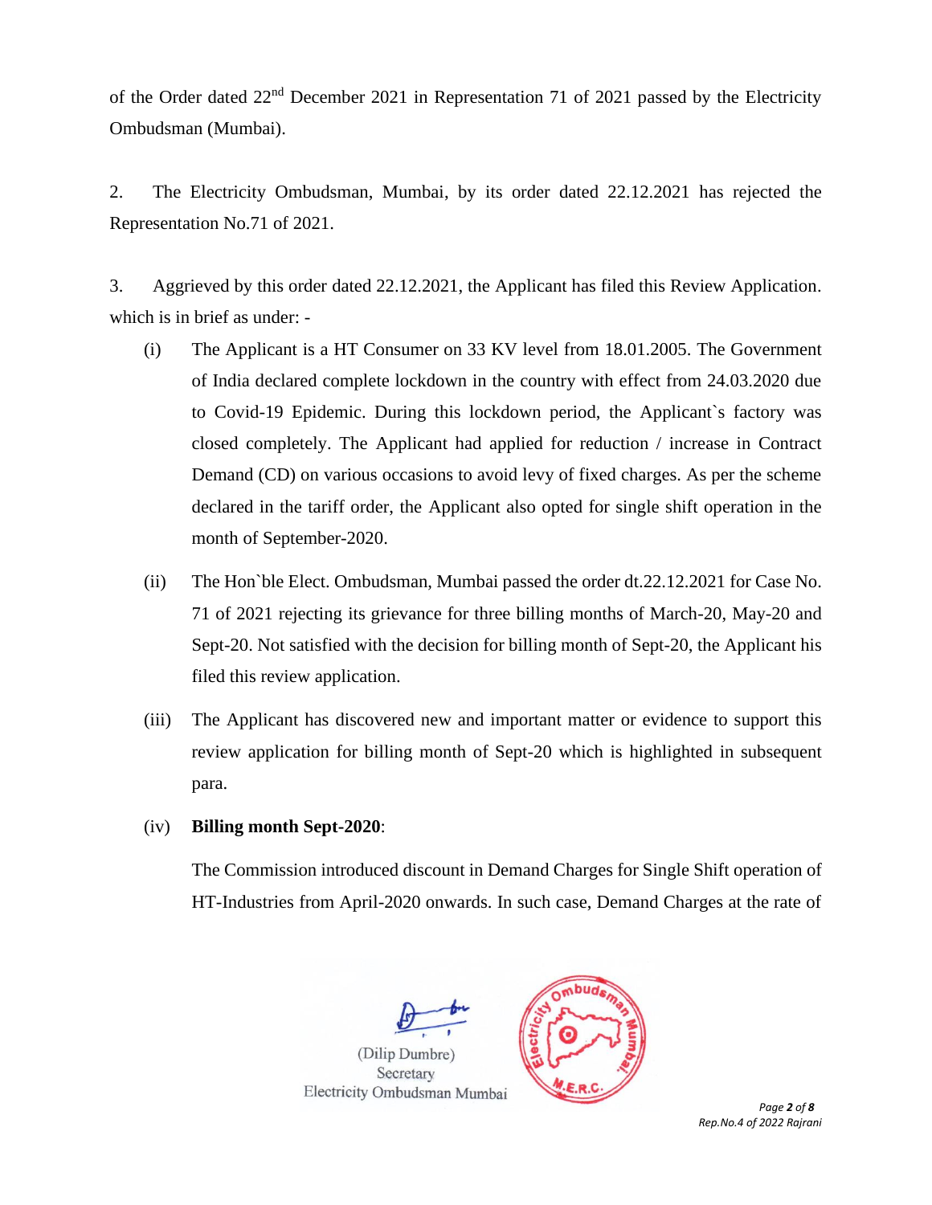of the Order dated 22[nd] December 2021 in Representation 71 of 2021 passed by the Electricity Ombudsman (Mumbai).

2. The Electricity Ombudsman, Mumbai, by its order dated 22.12.2021 has rejected the Representation No.71 of 2021.

3. Aggrieved by this order dated 22.12.2021, the Applicant has filed this Review Application. which is in brief as under: -

(i) The Applicant is a HT Consumer on 33 KV level from 18.01.2005. The Government of India declared complete lockdown in the country with effect from 24.03.2020 due to Covid-19 Epidemic. During this lockdown period, the Applicant`s factory was closed completely. The Applicant had applied for reduction / increase in Contract Demand (CD) on various occasions to avoid levy of fixed charges. As per the scheme declared in the tariff order, the Applicant also opted for single shift operation in the month of September-2020.

(ii) The Hon`ble Elect. Ombudsman, Mumbai passed the order dt.22.12.2021 for Case No. 71 of 2021 rejecting its grievance for three billing months of March-20, May-20 and Sept-20. Not satisfied with the decision for billing month of Sept-20, the Applicant his filed this review application.

(iii) The Applicant has discovered new and important matter or evidence to support this review application for billing month of Sept-20 which is highlighted in subsequent para.

(iv) **Billing month Sept-2020**:

The Commission introduced discount in Demand Charges for Single Shift operation of HT-Industries from April-2020 onwards. In such case, Demand Charges at the rate of

(Dilip Dumbre)
Secretary
Electricity Ombudsman Mumbai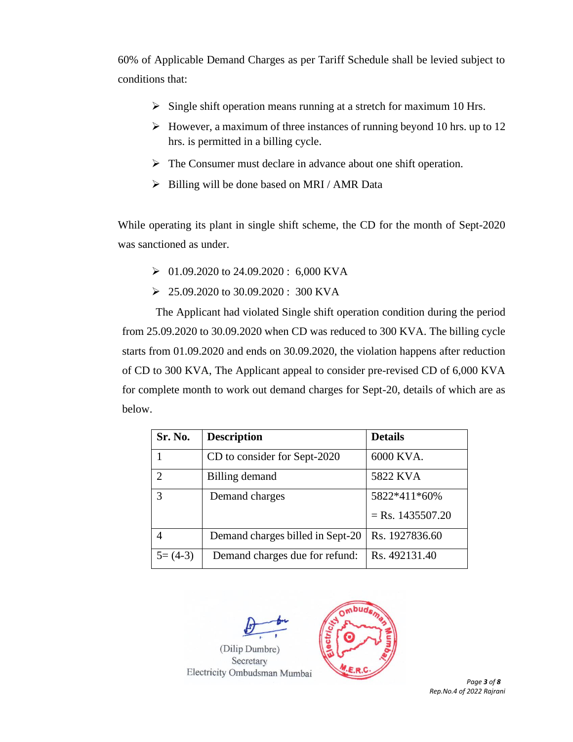60% of Applicable Demand Charges as per Tariff Schedule shall be levied subject to conditions that:

- Single shift operation means running at a stretch for maximum 10 Hrs.
- However, a maximum of three instances of running beyond 10 hrs. up to 12 hrs. is permitted in a billing cycle.
- The Consumer must declare in advance about one shift operation.
- Billing will be done based on MRI / AMR Data

While operating its plant in single shift scheme, the CD for the month of Sept-2020 was sanctioned as under.

- 01.09.2020 to 24.09.2020 : 6,000 KVA
- 25.09.2020 to 30.09.2020 : 300 KVA

The Applicant had violated Single shift operation condition during the period from 25.09.2020 to 30.09.2020 when CD was reduced to 300 KVA. The billing cycle starts from 01.09.2020 and ends on 30.09.2020, the violation happens after reduction of CD to 300 KVA, The Applicant appeal to consider pre-revised CD of 6,000 KVA for complete month to work out demand charges for Sept-20, details of which are as below.

| Sr. No. | Description | Details |
|---|---|---|
| 1 | CD to consider for Sept-2020 | 6000 KVA. |
| 2 | Billing demand | 5822 KVA |
| 3 | Demand charges | 5822*411*60% = Rs. 1435507.20 |
| 4 | Demand charges billed in Sept-20 | Rs. 1927836.60 |
| 5= (4-3) | Demand charges due for refund: | Rs. 492131.40 |

(Dilip Dumbre)
Secretary
Electricity Ombudsman Mumbai

Rep.No.4 of 2022 Rajrani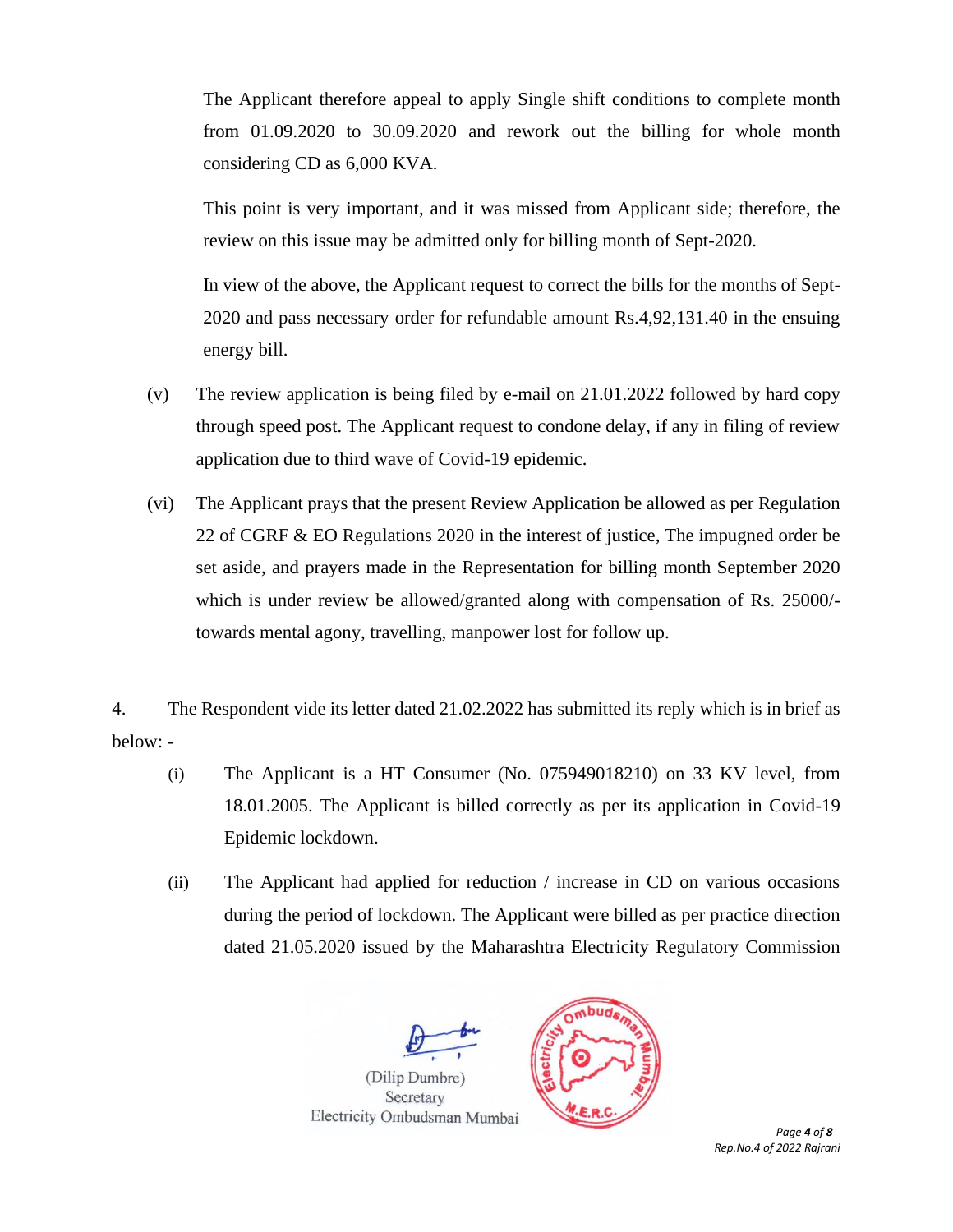The Applicant therefore appeal to apply Single shift conditions to complete month from 01.09.2020 to 30.09.2020 and rework out the billing for whole month considering CD as 6,000 KVA.

This point is very important, and it was missed from Applicant side; therefore, the review on this issue may be admitted only for billing month of Sept-2020.

In view of the above, the Applicant request to correct the bills for the months of Sept-2020 and pass necessary order for refundable amount Rs.4,92,131.40 in the ensuing energy bill.

(v) The review application is being filed by e-mail on 21.01.2022 followed by hard copy through speed post. The Applicant request to condone delay, if any in filing of review application due to third wave of Covid-19 epidemic.

(vi) The Applicant prays that the present Review Application be allowed as per Regulation 22 of CGRF & EO Regulations 2020 in the interest of justice, The impugned order be set aside, and prayers made in the Representation for billing month September 2020 which is under review be allowed/granted along with compensation of Rs. 25000/- towards mental agony, travelling, manpower lost for follow up.

4. The Respondent vide its letter dated 21.02.2022 has submitted its reply which is in brief as below: -

(i) The Applicant is a HT Consumer (No. 075949018210) on 33 KV level, from 18.01.2005. The Applicant is billed correctly as per its application in Covid-19 Epidemic lockdown.

(ii) The Applicant had applied for reduction / increase in CD on various occasions during the period of lockdown. The Applicant were billed as per practice direction dated 21.05.2020 issued by the Maharashtra Electricity Regulatory Commission

(Dilip Dumbre)
Secretary
Electricity Ombudsman Mumbai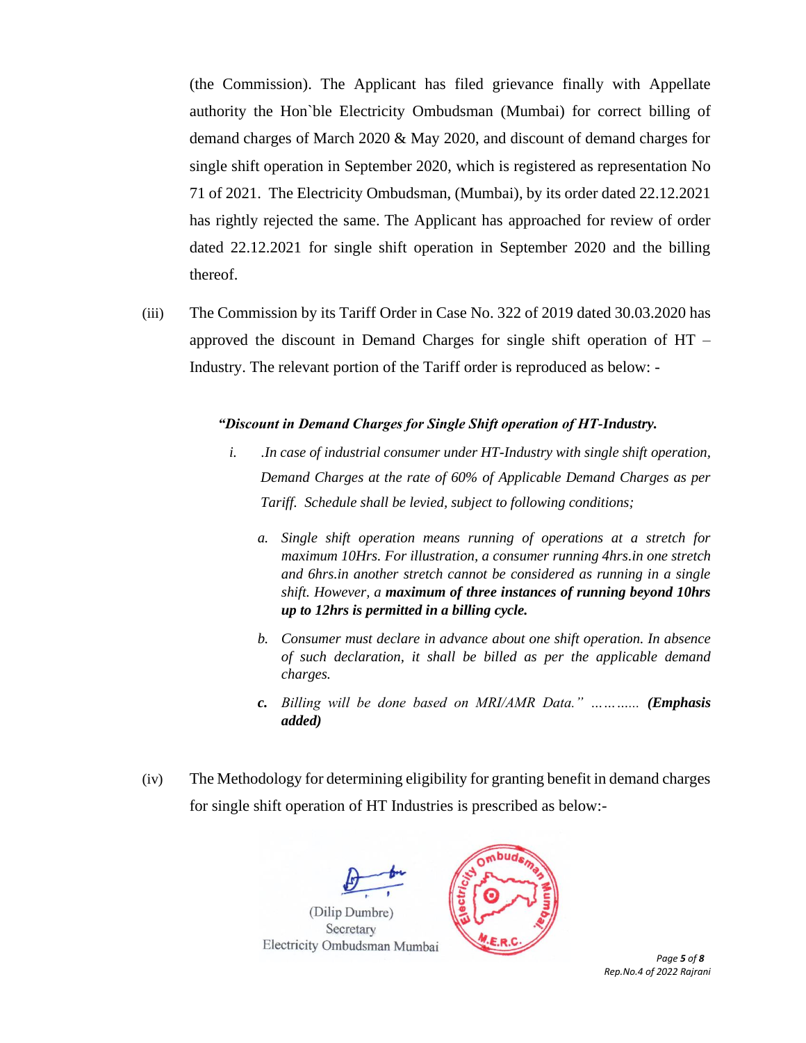(the Commission). The Applicant has filed grievance finally with Appellate authority the Hon`ble Electricity Ombudsman (Mumbai) for correct billing of demand charges of March 2020 & May 2020, and discount of demand charges for single shift operation in September 2020, which is registered as representation No 71 of 2021. The Electricity Ombudsman, (Mumbai), by its order dated 22.12.2021 has rightly rejected the same. The Applicant has approached for review of order dated 22.12.2021 for single shift operation in September 2020 and the billing thereof.

(iii) The Commission by its Tariff Order in Case No. 322 of 2019 dated 30.03.2020 has approved the discount in Demand Charges for single shift operation of HT – Industry. The relevant portion of the Tariff order is reproduced as below: -

> ***"Discount in Demand Charges for Single Shift operation of HT-Industry.***
>
> *i. .In case of industrial consumer under HT-Industry with single shift operation, Demand Charges at the rate of 60% of Applicable Demand Charges as per Tariff. Schedule shall be levied, subject to following conditions;*
>
> *a. Single shift operation means running of operations at a stretch for maximum 10Hrs. For illustration, a consumer running 4hrs.in one stretch and 6hrs.in another stretch cannot be considered as running in a single shift. However, a **maximum of three instances of running beyond 10hrs up to 12hrs is permitted in a billing cycle.***
>
> *b. Consumer must declare in advance about one shift operation. In absence of such declaration, it shall be billed as per the applicable demand charges.*
>
> ***c.** Billing will be done based on MRI/AMR Data." ………..* ***(Emphasis added)***

(iv) The Methodology for determining eligibility for granting benefit in demand charges for single shift operation of HT Industries is prescribed as below:-

(Dilip Dumbre)
Secretary
Electricity Ombudsman Mumbai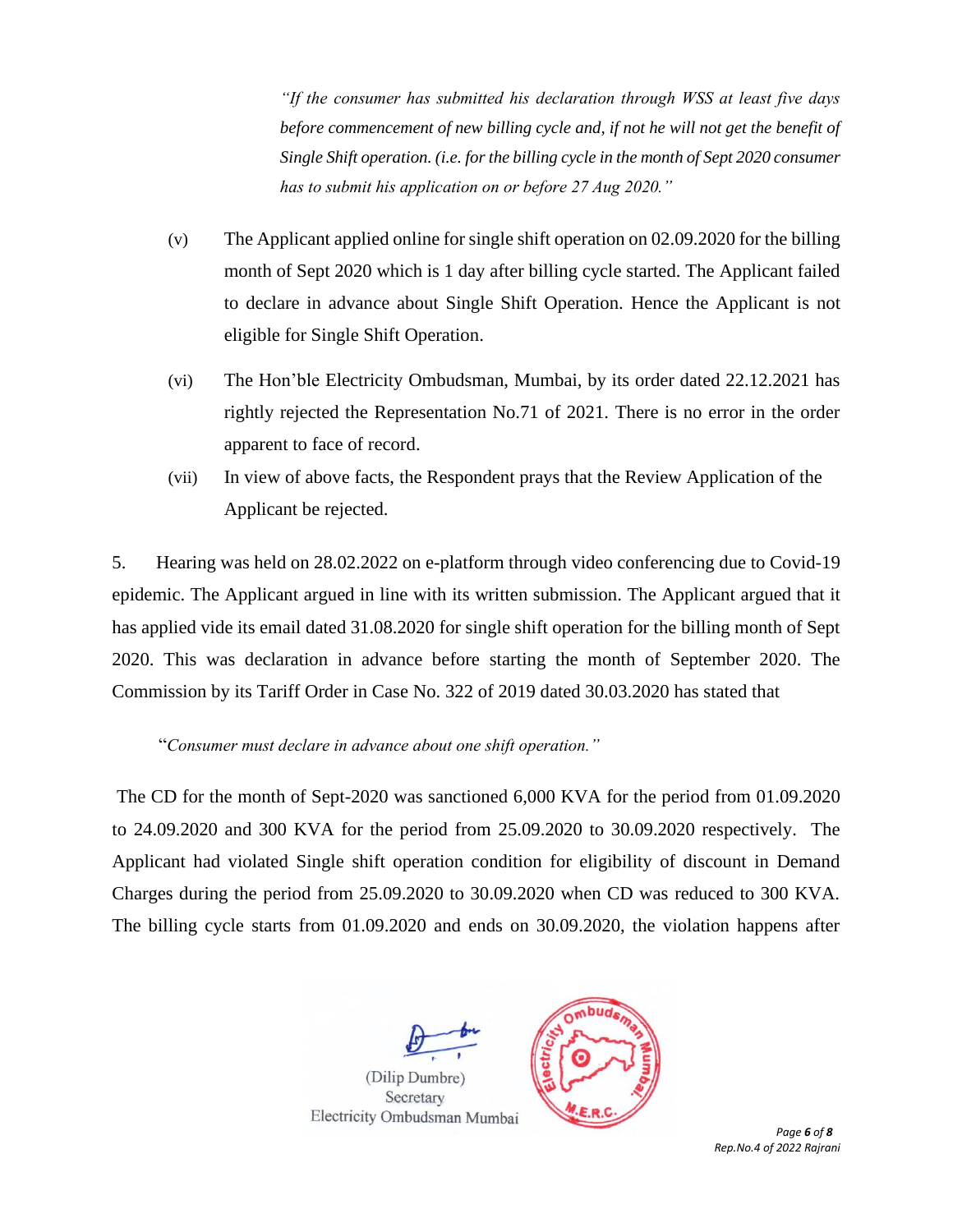> *"If the consumer has submitted his declaration through WSS at least five days before commencement of new billing cycle and, if not he will not get the benefit of Single Shift operation. (i.e. for the billing cycle in the month of Sept 2020 consumer has to submit his application on or before 27 Aug 2020."*

(v) The Applicant applied online for single shift operation on 02.09.2020 for the billing month of Sept 2020 which is 1 day after billing cycle started. The Applicant failed to declare in advance about Single Shift Operation. Hence the Applicant is not eligible for Single Shift Operation.

(vi) The Hon'ble Electricity Ombudsman, Mumbai, by its order dated 22.12.2021 has rightly rejected the Representation No.71 of 2021. There is no error in the order apparent to face of record.

(vii) In view of above facts, the Respondent prays that the Review Application of the Applicant be rejected.

5. Hearing was held on 28.02.2022 on e-platform through video conferencing due to Covid-19 epidemic. The Applicant argued in line with its written submission. The Applicant argued that it has applied vide its email dated 31.08.2020 for single shift operation for the billing month of Sept 2020. This was declaration in advance before starting the month of September 2020. The Commission by its Tariff Order in Case No. 322 of 2019 dated 30.03.2020 has stated that

> "*Consumer must declare in advance about one shift operation.*"

The CD for the month of Sept-2020 was sanctioned 6,000 KVA for the period from 01.09.2020 to 24.09.2020 and 300 KVA for the period from 25.09.2020 to 30.09.2020 respectively. The Applicant had violated Single shift operation condition for eligibility of discount in Demand Charges during the period from 25.09.2020 to 30.09.2020 when CD was reduced to 300 KVA. The billing cycle starts from 01.09.2020 and ends on 30.09.2020, the violation happens after

(Dilip Dumbre)
Secretary
Electricity Ombudsman Mumbai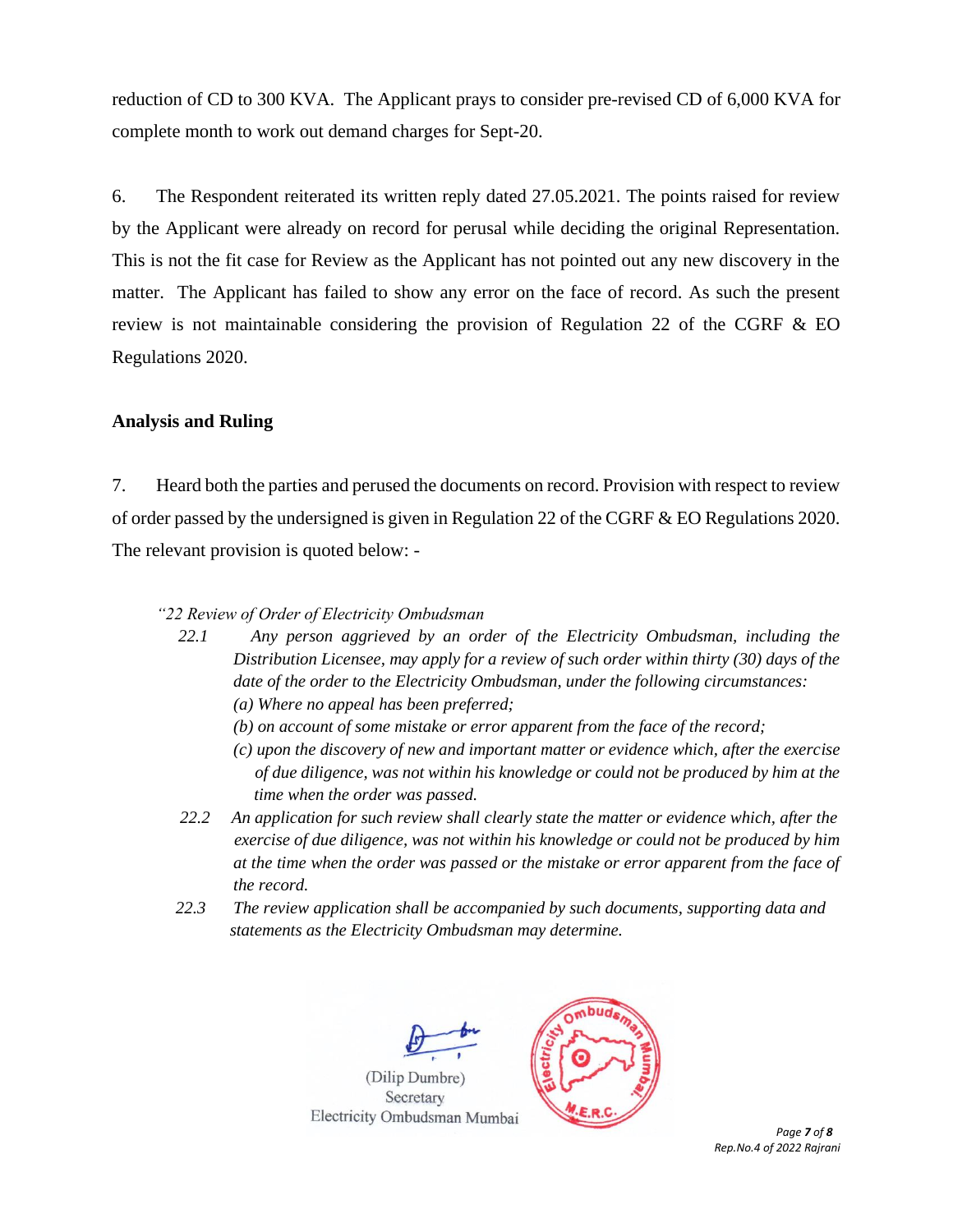reduction of CD to 300 KVA. The Applicant prays to consider pre-revised CD of 6,000 KVA for complete month to work out demand charges for Sept-20.

6. The Respondent reiterated its written reply dated 27.05.2021. The points raised for review by the Applicant were already on record for perusal while deciding the original Representation. This is not the fit case for Review as the Applicant has not pointed out any new discovery in the matter. The Applicant has failed to show any error on the face of record. As such the present review is not maintainable considering the provision of Regulation 22 of the CGRF & EO Regulations 2020.

## Analysis and Ruling

7. Heard both the parties and perused the documents on record. Provision with respect to review of order passed by the undersigned is given in Regulation 22 of the CGRF & EO Regulations 2020. The relevant provision is quoted below: -

*"22 Review of Order of Electricity Ombudsman*

*22.1 Any person aggrieved by an order of the Electricity Ombudsman, including the Distribution Licensee, may apply for a review of such order within thirty (30) days of the date of the order to the Electricity Ombudsman, under the following circumstances:*

*(a) Where no appeal has been preferred;*

*(b) on account of some mistake or error apparent from the face of the record;*

*(c) upon the discovery of new and important matter or evidence which, after the exercise of due diligence, was not within his knowledge or could not be produced by him at the time when the order was passed.*

*22.2 An application for such review shall clearly state the matter or evidence which, after the exercise of due diligence, was not within his knowledge or could not be produced by him at the time when the order was passed or the mistake or error apparent from the face of the record.*

*22.3 The review application shall be accompanied by such documents, supporting data and statements as the Electricity Ombudsman may determine.*

(Dilip Dumbre)
Secretary
Electricity Ombudsman Mumbai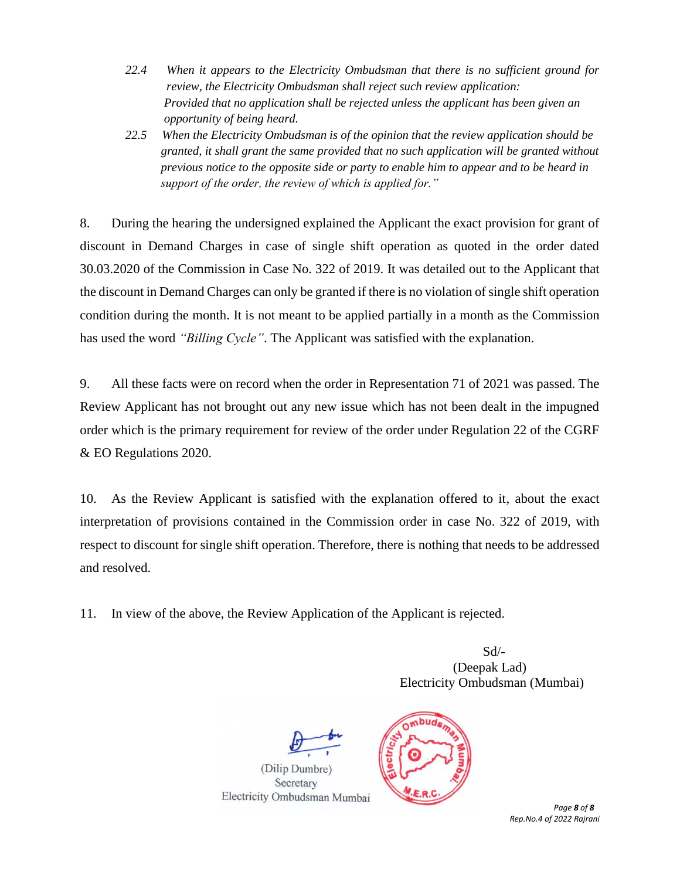*22.4 When it appears to the Electricity Ombudsman that there is no sufficient ground for review, the Electricity Ombudsman shall reject such review application:*
*Provided that no application shall be rejected unless the applicant has been given an opportunity of being heard.*

*22.5 When the Electricity Ombudsman is of the opinion that the review application should be granted, it shall grant the same provided that no such application will be granted without previous notice to the opposite side or party to enable him to appear and to be heard in support of the order, the review of which is applied for."*

8. During the hearing the undersigned explained the Applicant the exact provision for grant of discount in Demand Charges in case of single shift operation as quoted in the order dated 30.03.2020 of the Commission in Case No. 322 of 2019. It was detailed out to the Applicant that the discount in Demand Charges can only be granted if there is no violation of single shift operation condition during the month. It is not meant to be applied partially in a month as the Commission has used the word *"Billing Cycle"*. The Applicant was satisfied with the explanation.

9. All these facts were on record when the order in Representation 71 of 2021 was passed. The Review Applicant has not brought out any new issue which has not been dealt in the impugned order which is the primary requirement for review of the order under Regulation 22 of the CGRF & EO Regulations 2020.

10. As the Review Applicant is satisfied with the explanation offered to it, about the exact interpretation of provisions contained in the Commission order in case No. 322 of 2019, with respect to discount for single shift operation. Therefore, there is nothing that needs to be addressed and resolved.

11. In view of the above, the Review Application of the Applicant is rejected.

Sd/-
(Deepak Lad)
Electricity Ombudsman (Mumbai)

(Dilip Dumbre)
Secretary
Electricity Ombudsman Mumbai

Electricity Ombudsman Mumbai M.E.R.C.